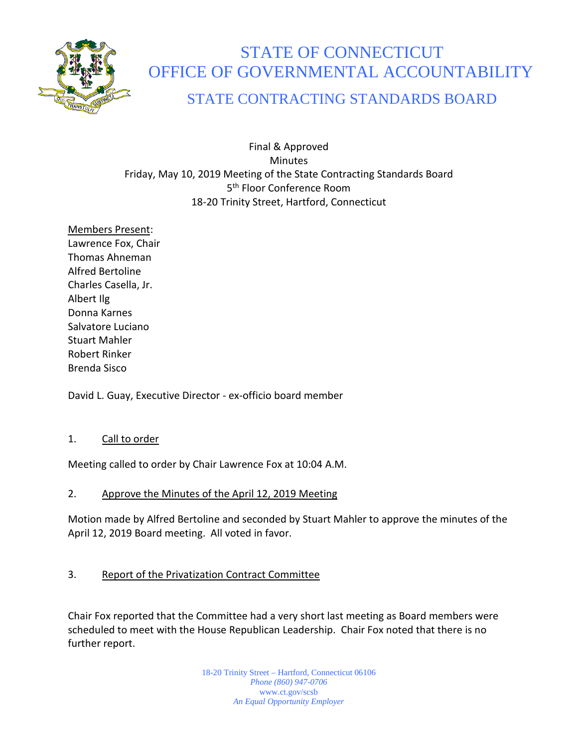# STATE OF CONNECTICUT
# OFFICE OF GOVERNMENTAL ACCOUNTABILITY
## STATE CONTRACTING STANDARDS BOARD

Final & Approved
Minutes
Friday, May 10, 2019 Meeting of the State Contracting Standards Board
5th Floor Conference Room
18-20 Trinity Street, Hartford, Connecticut

Members Present:
Lawrence Fox, Chair
Thomas Ahneman
Alfred Bertoline
Charles Casella, Jr.
Albert Ilg
Donna Karnes
Salvatore Luciano
Stuart Mahler
Robert Rinker
Brenda Sisco

David L. Guay, Executive Director - ex-officio board member

1. Call to order

Meeting called to order by Chair Lawrence Fox at 10:04 A.M.

2. Approve the Minutes of the April 12, 2019 Meeting

Motion made by Alfred Bertoline and seconded by Stuart Mahler to approve the minutes of the April 12, 2019 Board meeting. All voted in favor.

3. Report of the Privatization Contract Committee

Chair Fox reported that the Committee had a very short last meeting as Board members were scheduled to meet with the House Republican Leadership. Chair Fox noted that there is no further report.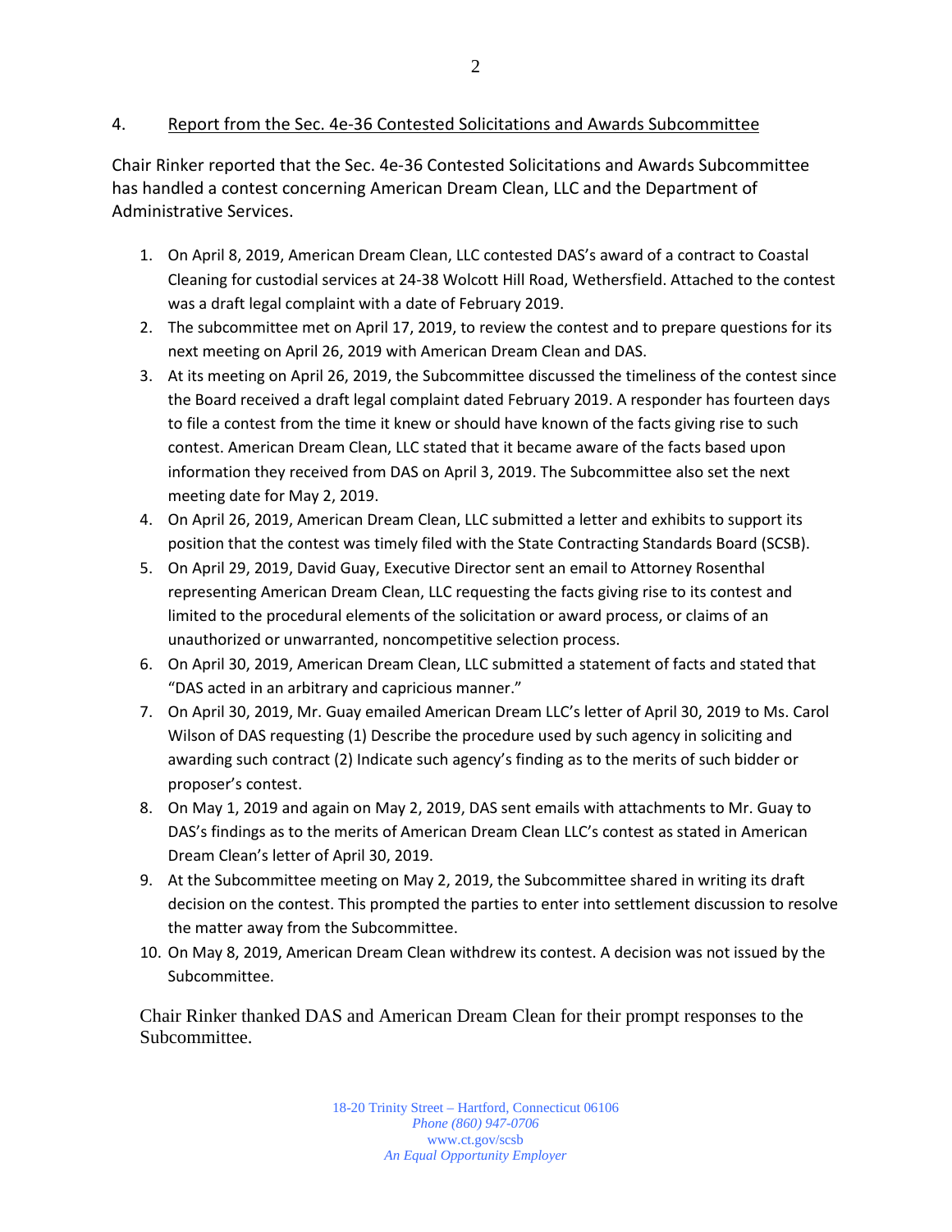4. Report from the Sec. 4e-36 Contested Solicitations and Awards Subcommittee

Chair Rinker reported that the Sec. 4e-36 Contested Solicitations and Awards Subcommittee has handled a contest concerning American Dream Clean, LLC and the Department of Administrative Services.

1. On April 8, 2019, American Dream Clean, LLC contested DAS's award of a contract to Coastal Cleaning for custodial services at 24-38 Wolcott Hill Road, Wethersfield. Attached to the contest was a draft legal complaint with a date of February 2019.
2. The subcommittee met on April 17, 2019, to review the contest and to prepare questions for its next meeting on April 26, 2019 with American Dream Clean and DAS.
3. At its meeting on April 26, 2019, the Subcommittee discussed the timeliness of the contest since the Board received a draft legal complaint dated February 2019. A responder has fourteen days to file a contest from the time it knew or should have known of the facts giving rise to such contest. American Dream Clean, LLC stated that it became aware of the facts based upon information they received from DAS on April 3, 2019. The Subcommittee also set the next meeting date for May 2, 2019.
4. On April 26, 2019, American Dream Clean, LLC submitted a letter and exhibits to support its position that the contest was timely filed with the State Contracting Standards Board (SCSB).
5. On April 29, 2019, David Guay, Executive Director sent an email to Attorney Rosenthal representing American Dream Clean, LLC requesting the facts giving rise to its contest and limited to the procedural elements of the solicitation or award process, or claims of an unauthorized or unwarranted, noncompetitive selection process.
6. On April 30, 2019, American Dream Clean, LLC submitted a statement of facts and stated that "DAS acted in an arbitrary and capricious manner."
7. On April 30, 2019, Mr. Guay emailed American Dream LLC's letter of April 30, 2019 to Ms. Carol Wilson of DAS requesting (1) Describe the procedure used by such agency in soliciting and awarding such contract (2) Indicate such agency's finding as to the merits of such bidder or proposer's contest.
8. On May 1, 2019 and again on May 2, 2019, DAS sent emails with attachments to Mr. Guay to DAS's findings as to the merits of American Dream Clean LLC's contest as stated in American Dream Clean's letter of April 30, 2019.
9. At the Subcommittee meeting on May 2, 2019, the Subcommittee shared in writing its draft decision on the contest. This prompted the parties to enter into settlement discussion to resolve the matter away from the Subcommittee.
10. On May 8, 2019, American Dream Clean withdrew its contest. A decision was not issued by the Subcommittee.

Chair Rinker thanked DAS and American Dream Clean for their prompt responses to the Subcommittee.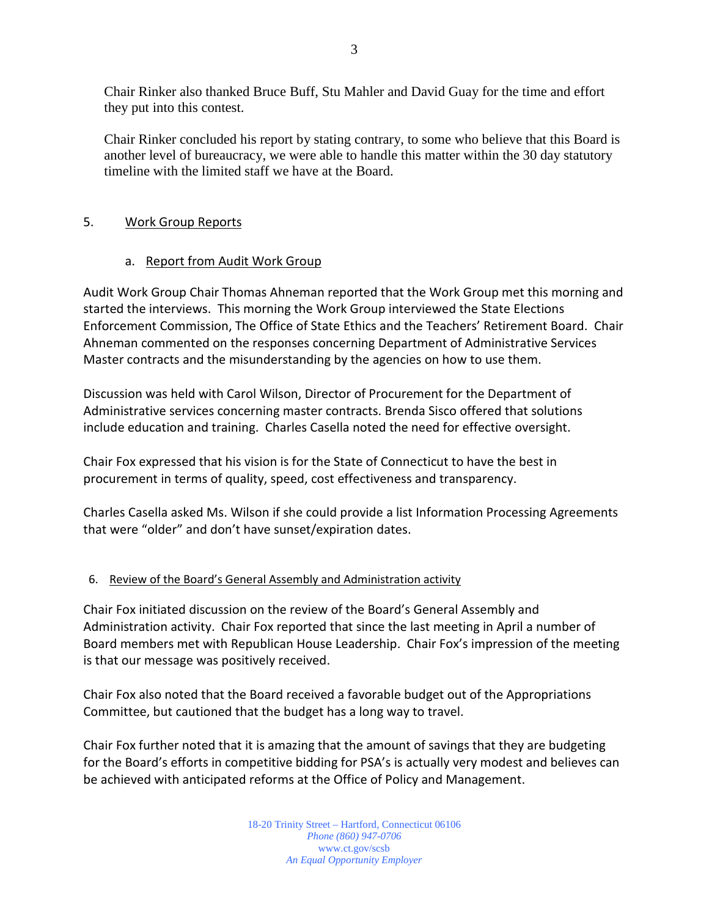Chair Rinker also thanked Bruce Buff, Stu Mahler and David Guay for the time and effort they put into this contest.

Chair Rinker concluded his report by stating contrary, to some who believe that this Board is another level of bureaucracy, we were able to handle this matter within the 30 day statutory timeline with the limited staff we have at the Board.

## 5. Work Group Reports

### a. Report from Audit Work Group

Audit Work Group Chair Thomas Ahneman reported that the Work Group met this morning and started the interviews. This morning the Work Group interviewed the State Elections Enforcement Commission, The Office of State Ethics and the Teachers' Retirement Board. Chair Ahneman commented on the responses concerning Department of Administrative Services Master contracts and the misunderstanding by the agencies on how to use them.

Discussion was held with Carol Wilson, Director of Procurement for the Department of Administrative services concerning master contracts. Brenda Sisco offered that solutions include education and training. Charles Casella noted the need for effective oversight.

Chair Fox expressed that his vision is for the State of Connecticut to have the best in procurement in terms of quality, speed, cost effectiveness and transparency.

Charles Casella asked Ms. Wilson if she could provide a list Information Processing Agreements that were "older" and don't have sunset/expiration dates.

## 6. Review of the Board's General Assembly and Administration activity

Chair Fox initiated discussion on the review of the Board's General Assembly and Administration activity. Chair Fox reported that since the last meeting in April a number of Board members met with Republican House Leadership. Chair Fox's impression of the meeting is that our message was positively received.

Chair Fox also noted that the Board received a favorable budget out of the Appropriations Committee, but cautioned that the budget has a long way to travel.

Chair Fox further noted that it is amazing that the amount of savings that they are budgeting for the Board's efforts in competitive bidding for PSA's is actually very modest and believes can be achieved with anticipated reforms at the Office of Policy and Management.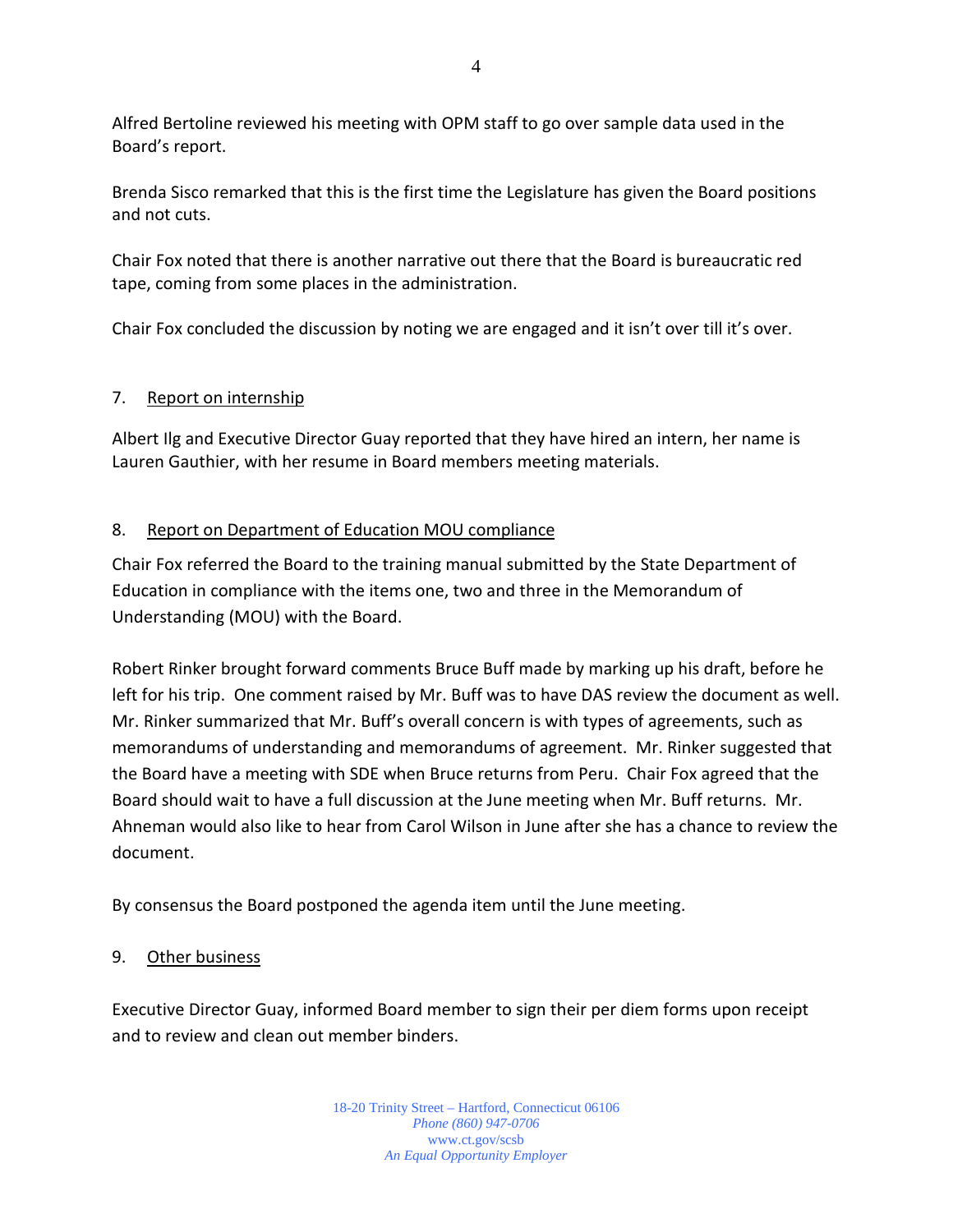Alfred Bertoline reviewed his meeting with OPM staff to go over sample data used in the Board's report.

Brenda Sisco remarked that this is the first time the Legislature has given the Board positions and not cuts.

Chair Fox noted that there is another narrative out there that the Board is bureaucratic red tape, coming from some places in the administration.

Chair Fox concluded the discussion by noting we are engaged and it isn't over till it's over.

## 7. Report on internship

Albert Ilg and Executive Director Guay reported that they have hired an intern, her name is Lauren Gauthier, with her resume in Board members meeting materials.

## 8. Report on Department of Education MOU compliance

Chair Fox referred the Board to the training manual submitted by the State Department of Education in compliance with the items one, two and three in the Memorandum of Understanding (MOU) with the Board.

Robert Rinker brought forward comments Bruce Buff made by marking up his draft, before he left for his trip. One comment raised by Mr. Buff was to have DAS review the document as well. Mr. Rinker summarized that Mr. Buff's overall concern is with types of agreements, such as memorandums of understanding and memorandums of agreement. Mr. Rinker suggested that the Board have a meeting with SDE when Bruce returns from Peru. Chair Fox agreed that the Board should wait to have a full discussion at the June meeting when Mr. Buff returns. Mr. Ahneman would also like to hear from Carol Wilson in June after she has a chance to review the document.

By consensus the Board postponed the agenda item until the June meeting.

## 9. Other business

Executive Director Guay, informed Board member to sign their per diem forms upon receipt and to review and clean out member binders.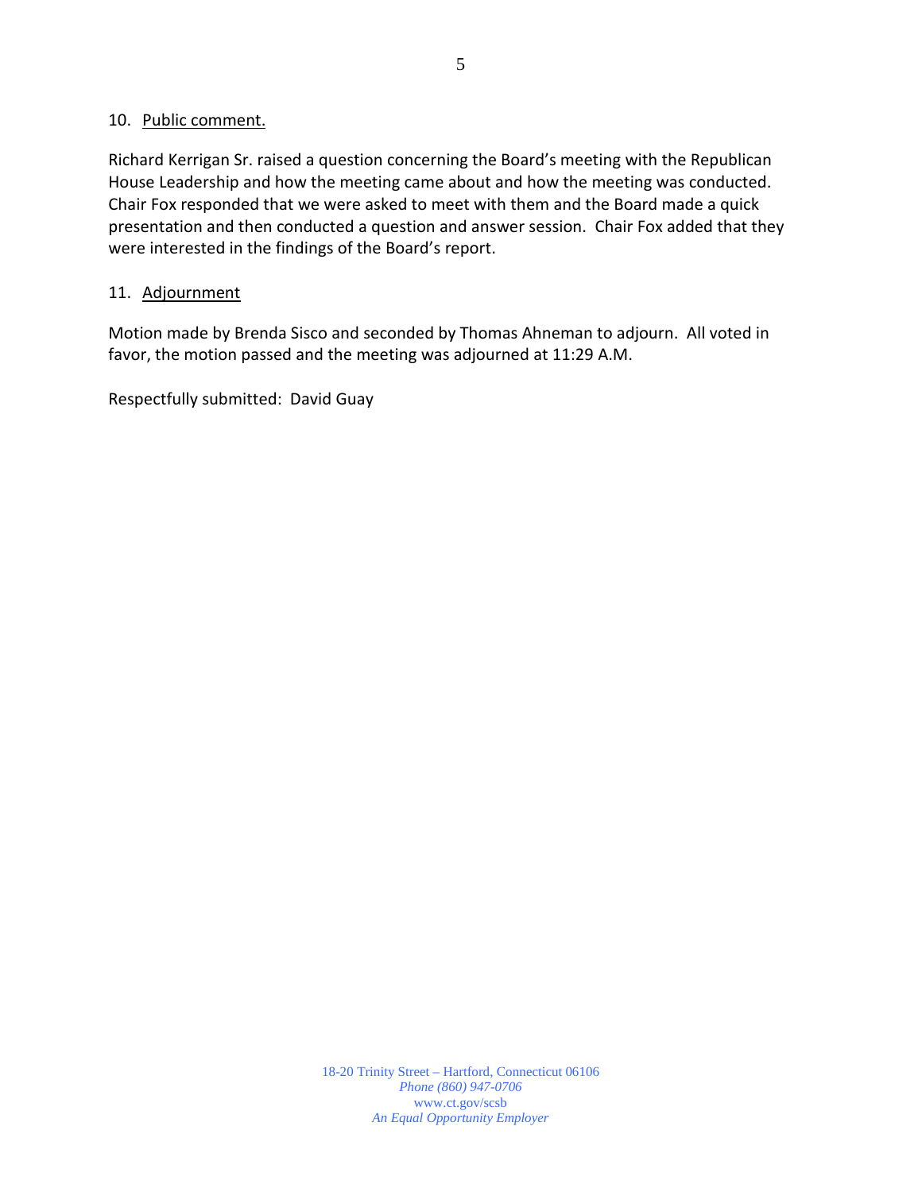10. Public comment.

Richard Kerrigan Sr. raised a question concerning the Board's meeting with the Republican House Leadership and how the meeting came about and how the meeting was conducted. Chair Fox responded that we were asked to meet with them and the Board made a quick presentation and then conducted a question and answer session. Chair Fox added that they were interested in the findings of the Board's report.

11. Adjournment

Motion made by Brenda Sisco and seconded by Thomas Ahneman to adjourn. All voted in favor, the motion passed and the meeting was adjourned at 11:29 A.M.

Respectfully submitted: David Guay